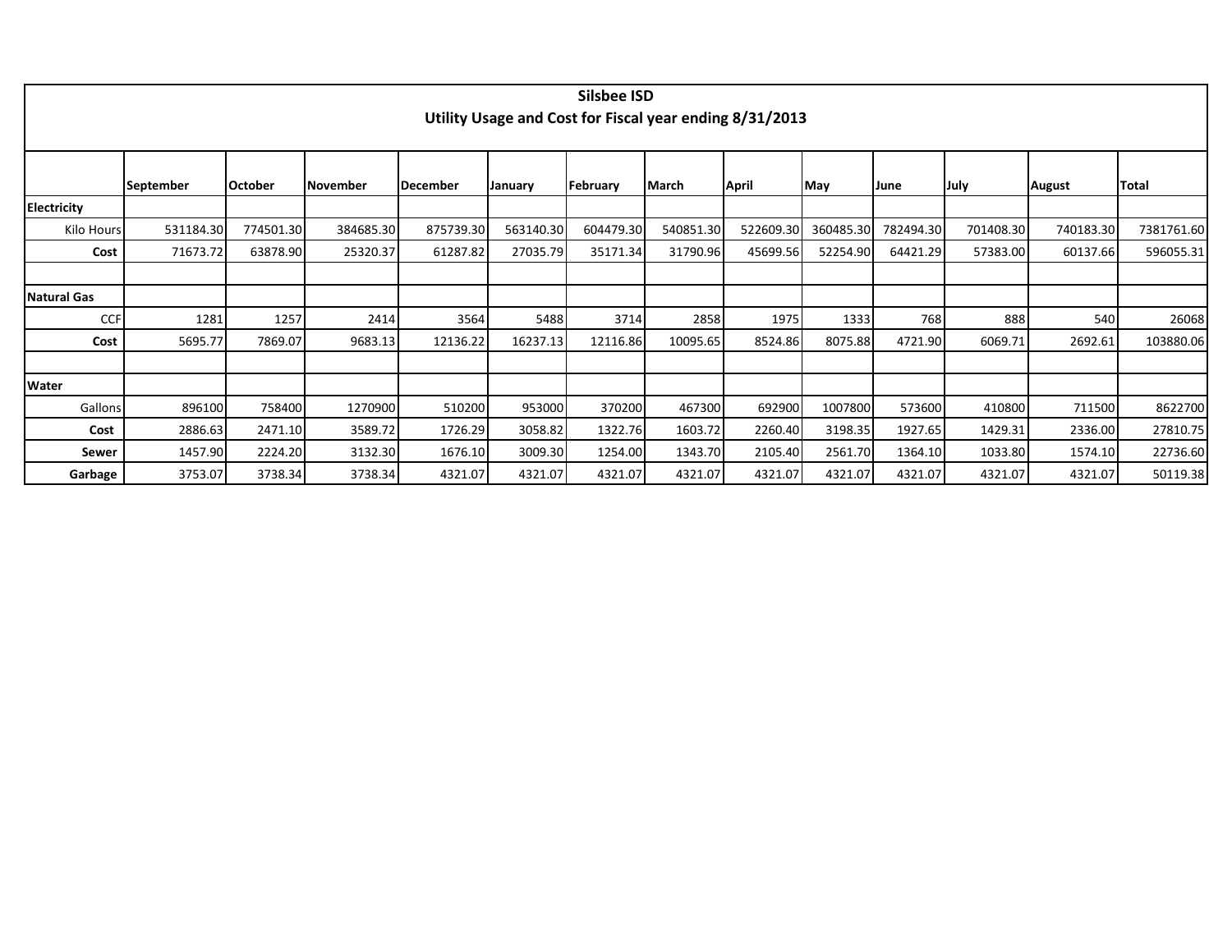# Silsbee ISD

## Utility Usage and Cost for Fiscal year ending 8/31/2013

| | September | October | November | December | January | February | March | April | May | June | July | August | Total |
|---|---|---|---|---|---|---|---|---|---|---|---|---|---|
| **Electricity** | | | | | | | | | | | | | |
| Kilo Hours | 531184.30 | 774501.30 | 384685.30 | 875739.30 | 563140.30 | 604479.30 | 540851.30 | 522609.30 | 360485.30 | 782494.30 | 701408.30 | 740183.30 | 7381761.60 |
| **Cost** | 71673.72 | 63878.90 | 25320.37 | 61287.82 | 27035.79 | 35171.34 | 31790.96 | 45699.56 | 52254.90 | 64421.29 | 57383.00 | 60137.66 | 596055.31 |
| | | | | | | | | | | | | | |
| **Natural Gas** | | | | | | | | | | | | | |
| CCF | 1281 | 1257 | 2414 | 3564 | 5488 | 3714 | 2858 | 1975 | 1333 | 768 | 888 | 540 | 26068 |
| **Cost** | 5695.77 | 7869.07 | 9683.13 | 12136.22 | 16237.13 | 12116.86 | 10095.65 | 8524.86 | 8075.88 | 4721.90 | 6069.71 | 2692.61 | 103880.06 |
| | | | | | | | | | | | | | |
| **Water** | | | | | | | | | | | | | |
| Gallons | 896100 | 758400 | 1270900 | 510200 | 953000 | 370200 | 467300 | 692900 | 1007800 | 573600 | 410800 | 711500 | 8622700 |
| **Cost** | 2886.63 | 2471.10 | 3589.72 | 1726.29 | 3058.82 | 1322.76 | 1603.72 | 2260.40 | 3198.35 | 1927.65 | 1429.31 | 2336.00 | 27810.75 |
| **Sewer** | 1457.90 | 2224.20 | 3132.30 | 1676.10 | 3009.30 | 1254.00 | 1343.70 | 2105.40 | 2561.70 | 1364.10 | 1033.80 | 1574.10 | 22736.60 |
| **Garbage** | 3753.07 | 3738.34 | 3738.34 | 4321.07 | 4321.07 | 4321.07 | 4321.07 | 4321.07 | 4321.07 | 4321.07 | 4321.07 | 4321.07 | 50119.38 |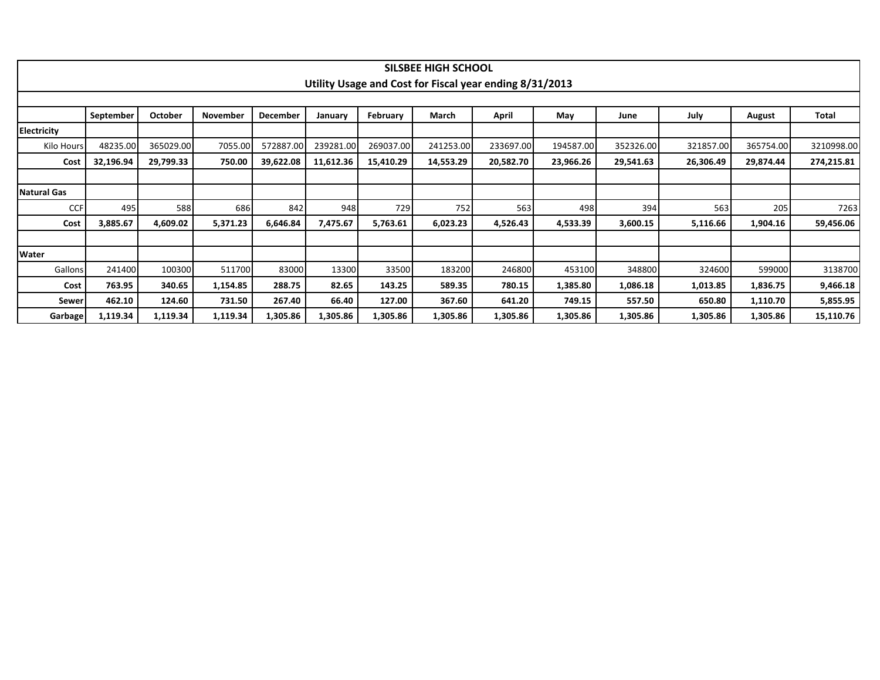## SILSBEE HIGH SCHOOL

### Utility Usage and Cost for Fiscal year ending 8/31/2013

| | September | October | November | December | January | February | March | April | May | June | July | August | Total |
|---|---|---|---|---|---|---|---|---|---|---|---|---|---|
| **Electricity** | | | | | | | | | | | | | |
| Kilo Hours | 48235.00 | 365029.00 | 7055.00 | 572887.00 | 239281.00 | 269037.00 | 241253.00 | 233697.00 | 194587.00 | 352326.00 | 321857.00 | 365754.00 | 3210998.00 |
| **Cost** | **32,196.94** | **29,799.33** | **750.00** | **39,622.08** | **11,612.36** | **15,410.29** | **14,553.29** | **20,582.70** | **23,966.26** | **29,541.63** | **26,306.49** | **29,874.44** | **274,215.81** |
| | | | | | | | | | | | | | |
| **Natural Gas** | | | | | | | | | | | | | |
| CCF | 495 | 588 | 686 | 842 | 948 | 729 | 752 | 563 | 498 | 394 | 563 | 205 | 7263 |
| **Cost** | **3,885.67** | **4,609.02** | **5,371.23** | **6,646.84** | **7,475.67** | **5,763.61** | **6,023.23** | **4,526.43** | **4,533.39** | **3,600.15** | **5,116.66** | **1,904.16** | **59,456.06** |
| | | | | | | | | | | | | | |
| **Water** | | | | | | | | | | | | | |
| Gallons | 241400 | 100300 | 511700 | 83000 | 13300 | 33500 | 183200 | 246800 | 453100 | 348800 | 324600 | 599000 | 3138700 |
| **Cost** | **763.95** | **340.65** | **1,154.85** | **288.75** | **82.65** | **143.25** | **589.35** | **780.15** | **1,385.80** | **1,086.18** | **1,013.85** | **1,836.75** | **9,466.18** |
| **Sewer** | **462.10** | **124.60** | **731.50** | **267.40** | **66.40** | **127.00** | **367.60** | **641.20** | **749.15** | **557.50** | **650.80** | **1,110.70** | **5,855.95** |
| **Garbage** | **1,119.34** | **1,119.34** | **1,119.34** | **1,305.86** | **1,305.86** | **1,305.86** | **1,305.86** | **1,305.86** | **1,305.86** | **1,305.86** | **1,305.86** | **1,305.86** | **15,110.76** |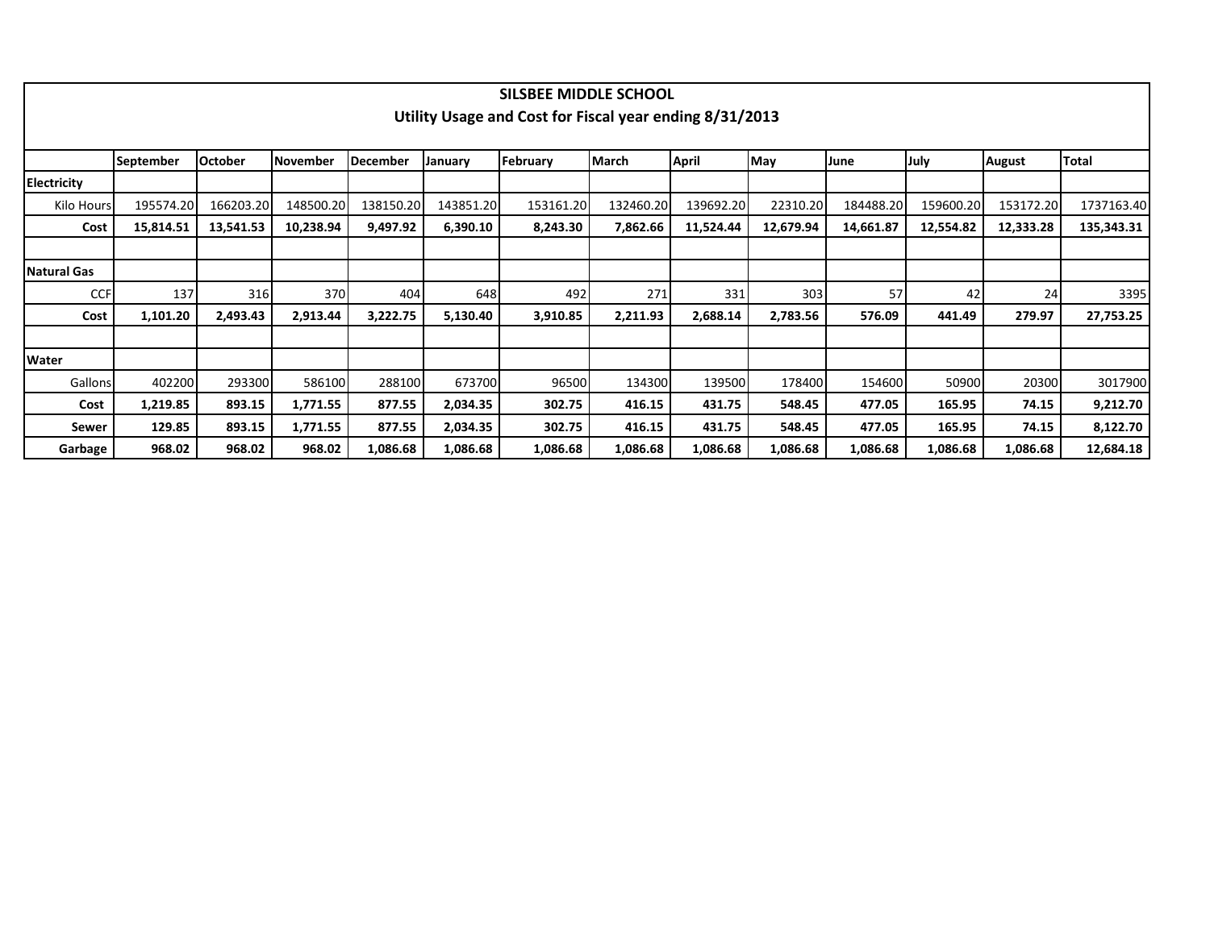## SILBEE MIDDLE SCHOOL

### Utility Usage and Cost for Fiscal year ending 8/31/2013

| | September | October | November | December | January | February | March | April | May | June | July | August | Total |
|---|---|---|---|---|---|---|---|---|---|---|---|---|---|
| **Electricity** | | | | | | | | | | | | | |
| Kilo Hours | 195574.20 | 166203.20 | 148500.20 | 138150.20 | 143851.20 | 153161.20 | 132460.20 | 139692.20 | 22310.20 | 184488.20 | 159600.20 | 153172.20 | 1737163.40 |
| **Cost** | **15,814.51** | **13,541.53** | **10,238.94** | **9,497.92** | **6,390.10** | **8,243.30** | **7,862.66** | **11,524.44** | **12,679.94** | **14,661.87** | **12,554.82** | **12,333.28** | **135,343.31** |
| | | | | | | | | | | | | | |
| **Natural Gas** | | | | | | | | | | | | | |
| CCF | 137 | 316 | 370 | 404 | 648 | 492 | 271 | 331 | 303 | 57 | 42 | 24 | 3395 |
| **Cost** | **1,101.20** | **2,493.43** | **2,913.44** | **3,222.75** | **5,130.40** | **3,910.85** | **2,211.93** | **2,688.14** | **2,783.56** | **576.09** | **441.49** | **279.97** | **27,753.25** |
| | | | | | | | | | | | | | |
| **Water** | | | | | | | | | | | | | |
| Gallons | 402200 | 293300 | 586100 | 288100 | 673700 | 96500 | 134300 | 139500 | 178400 | 154600 | 50900 | 20300 | 3017900 |
| **Cost** | **1,219.85** | **893.15** | **1,771.55** | **877.55** | **2,034.35** | **302.75** | **416.15** | **431.75** | **548.45** | **477.05** | **165.95** | **74.15** | **9,212.70** |
| **Sewer** | **129.85** | **893.15** | **1,771.55** | **877.55** | **2,034.35** | **302.75** | **416.15** | **431.75** | **548.45** | **477.05** | **165.95** | **74.15** | **8,122.70** |
| **Garbage** | **968.02** | **968.02** | **968.02** | **1,086.68** | **1,086.68** | **1,086.68** | **1,086.68** | **1,086.68** | **1,086.68** | **1,086.68** | **1,086.68** | **1,086.68** | **12,684.18** |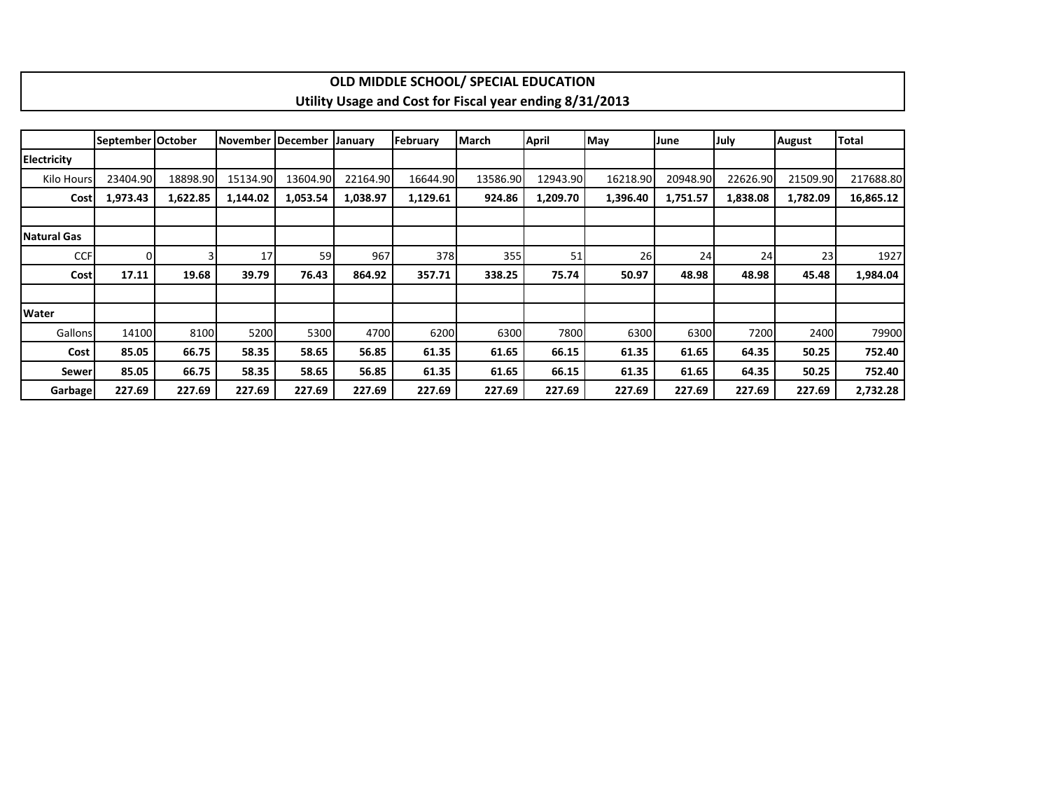# OLD MIDDLE SCHOOL/ SPECIAL EDUCATION
## Utility Usage and Cost for Fiscal year ending 8/31/2013

| | September | October | November | December | January | February | March | April | May | June | July | August | Total |
|---|---|---|---|---|---|---|---|---|---|---|---|---|---|
| **Electricity** | | | | | | | | | | | | | |
| Kilo Hours | 23404.90 | 18898.90 | 15134.90 | 13604.90 | 22164.90 | 16644.90 | 13586.90 | 12943.90 | 16218.90 | 20948.90 | 22626.90 | 21509.90 | 217688.80 |
| **Cost** | **1,973.43** | **1,622.85** | **1,144.02** | **1,053.54** | **1,038.97** | **1,129.61** | **924.86** | **1,209.70** | **1,396.40** | **1,751.57** | **1,838.08** | **1,782.09** | **16,865.12** |
| | | | | | | | | | | | | | |
| **Natural Gas** | | | | | | | | | | | | | |
| CCF | 0 | 3 | 17 | 59 | 967 | 378 | 355 | 51 | 26 | 24 | 24 | 23 | 1927 |
| **Cost** | **17.11** | **19.68** | **39.79** | **76.43** | **864.92** | **357.71** | **338.25** | **75.74** | **50.97** | **48.98** | **48.98** | **45.48** | **1,984.04** |
| | | | | | | | | | | | | | |
| **Water** | | | | | | | | | | | | | |
| Gallons | 14100 | 8100 | 5200 | 5300 | 4700 | 6200 | 6300 | 7800 | 6300 | 6300 | 7200 | 2400 | 79900 |
| **Cost** | **85.05** | **66.75** | **58.35** | **58.65** | **56.85** | **61.35** | **61.65** | **66.15** | **61.35** | **61.65** | **64.35** | **50.25** | **752.40** |
| **Sewer** | **85.05** | **66.75** | **58.35** | **58.65** | **56.85** | **61.35** | **61.65** | **66.15** | **61.35** | **61.65** | **64.35** | **50.25** | **752.40** |
| **Garbage** | **227.69** | **227.69** | **227.69** | **227.69** | **227.69** | **227.69** | **227.69** | **227.69** | **227.69** | **227.69** | **227.69** | **227.69** | **2,732.28** |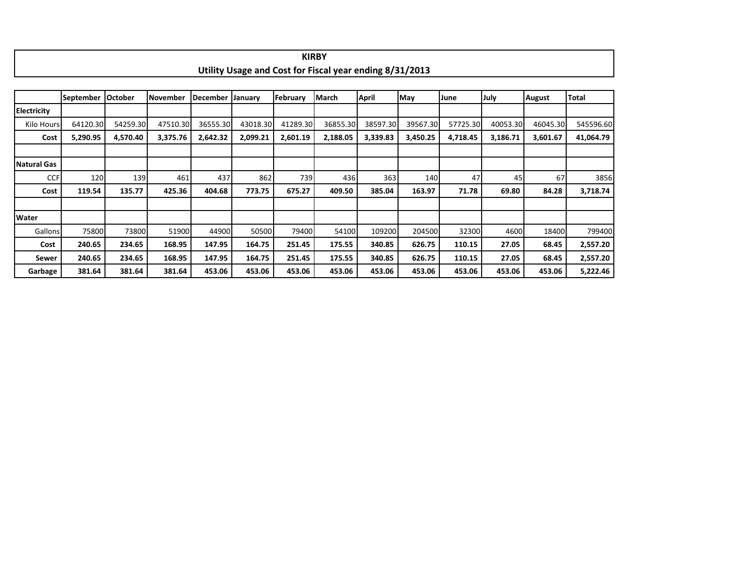# KIRBY

## Utility Usage and Cost for Fiscal year ending 8/31/2013

| | September | October | November | December | January | February | March | April | May | June | July | August | Total |
|---|---|---|---|---|---|---|---|---|---|---|---|---|---|
| **Electricity** | | | | | | | | | | | | | |
| Kilo Hours | 64120.30 | 54259.30 | 47510.30 | 36555.30 | 43018.30 | 41289.30 | 36855.30 | 38597.30 | 39567.30 | 57725.30 | 40053.30 | 46045.30 | 545596.60 |
| **Cost** | **5,290.95** | **4,570.40** | **3,375.76** | **2,642.32** | **2,099.21** | **2,601.19** | **2,188.05** | **3,339.83** | **3,450.25** | **4,718.45** | **3,186.71** | **3,601.67** | **41,064.79** |
| | | | | | | | | | | | | | |
| **Natural Gas** | | | | | | | | | | | | | |
| CCF | 120 | 139 | 461 | 437 | 862 | 739 | 436 | 363 | 140 | 47 | 45 | 67 | 3856 |
| **Cost** | **119.54** | **135.77** | **425.36** | **404.68** | **773.75** | **675.27** | **409.50** | **385.04** | **163.97** | **71.78** | **69.80** | **84.28** | **3,718.74** |
| | | | | | | | | | | | | | |
| **Water** | | | | | | | | | | | | | |
| Gallons | 75800 | 73800 | 51900 | 44900 | 50500 | 79400 | 54100 | 109200 | 204500 | 32300 | 4600 | 18400 | 799400 |
| **Cost** | **240.65** | **234.65** | **168.95** | **147.95** | **164.75** | **251.45** | **175.55** | **340.85** | **626.75** | **110.15** | **27.05** | **68.45** | **2,557.20** |
| **Sewer** | **240.65** | **234.65** | **168.95** | **147.95** | **164.75** | **251.45** | **175.55** | **340.85** | **626.75** | **110.15** | **27.05** | **68.45** | **2,557.20** |
| **Garbage** | **381.64** | **381.64** | **381.64** | **453.06** | **453.06** | **453.06** | **453.06** | **453.06** | **453.06** | **453.06** | **453.06** | **453.06** | **5,222.46** |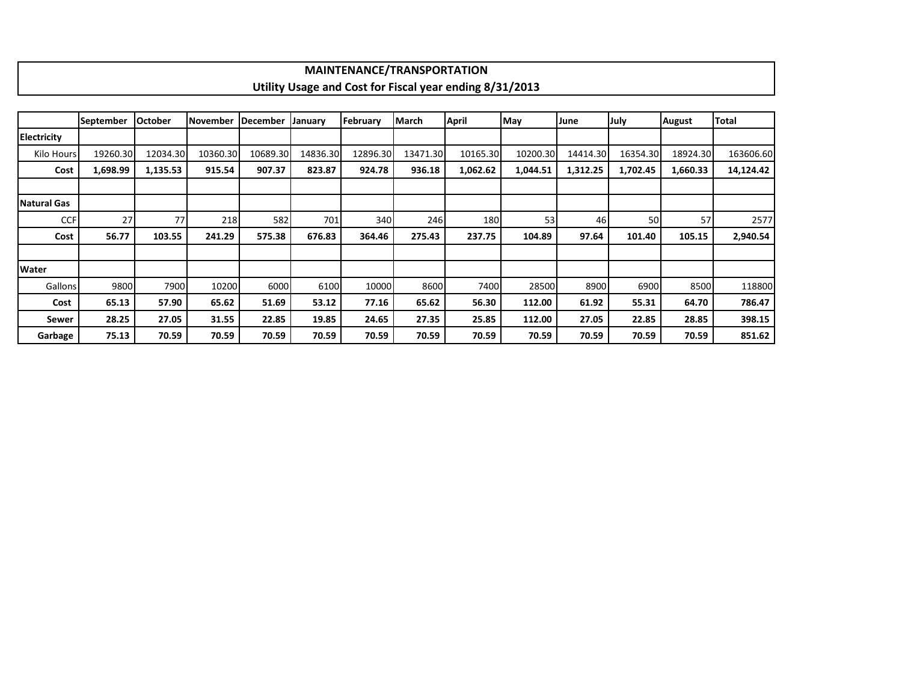# MAINTENANCE/TRANSPORTATION

## Utility Usage and Cost for Fiscal year ending 8/31/2013

| | September | October | November | December | January | February | March | April | May | June | July | August | Total |
|---|---|---|---|---|---|---|---|---|---|---|---|---|---|
| **Electricity** | | | | | | | | | | | | | |
| Kilo Hours | 19260.30 | 12034.30 | 10360.30 | 10689.30 | 14836.30 | 12896.30 | 13471.30 | 10165.30 | 10200.30 | 14414.30 | 16354.30 | 18924.30 | 163606.60 |
| **Cost** | **1,698.99** | **1,135.53** | **915.54** | **907.37** | **823.87** | **924.78** | **936.18** | **1,062.62** | **1,044.51** | **1,312.25** | **1,702.45** | **1,660.33** | **14,124.42** |
| | | | | | | | | | | | | | |
| **Natural Gas** | | | | | | | | | | | | | |
| CCF | 27 | 77 | 218 | 582 | 701 | 340 | 246 | 180 | 53 | 46 | 50 | 57 | 2577 |
| **Cost** | **56.77** | **103.55** | **241.29** | **575.38** | **676.83** | **364.46** | **275.43** | **237.75** | **104.89** | **97.64** | **101.40** | **105.15** | **2,940.54** |
| | | | | | | | | | | | | | |
| **Water** | | | | | | | | | | | | | |
| Gallons | 9800 | 7900 | 10200 | 6000 | 6100 | 10000 | 8600 | 7400 | 28500 | 8900 | 6900 | 8500 | 118800 |
| **Cost** | **65.13** | **57.90** | **65.62** | **51.69** | **53.12** | **77.16** | **65.62** | **56.30** | **112.00** | **61.92** | **55.31** | **64.70** | **786.47** |
| **Sewer** | **28.25** | **27.05** | **31.55** | **22.85** | **19.85** | **24.65** | **27.35** | **25.85** | **112.00** | **27.05** | **22.85** | **28.85** | **398.15** |
| **Garbage** | **75.13** | **70.59** | **70.59** | **70.59** | **70.59** | **70.59** | **70.59** | **70.59** | **70.59** | **70.59** | **70.59** | **70.59** | **851.62** |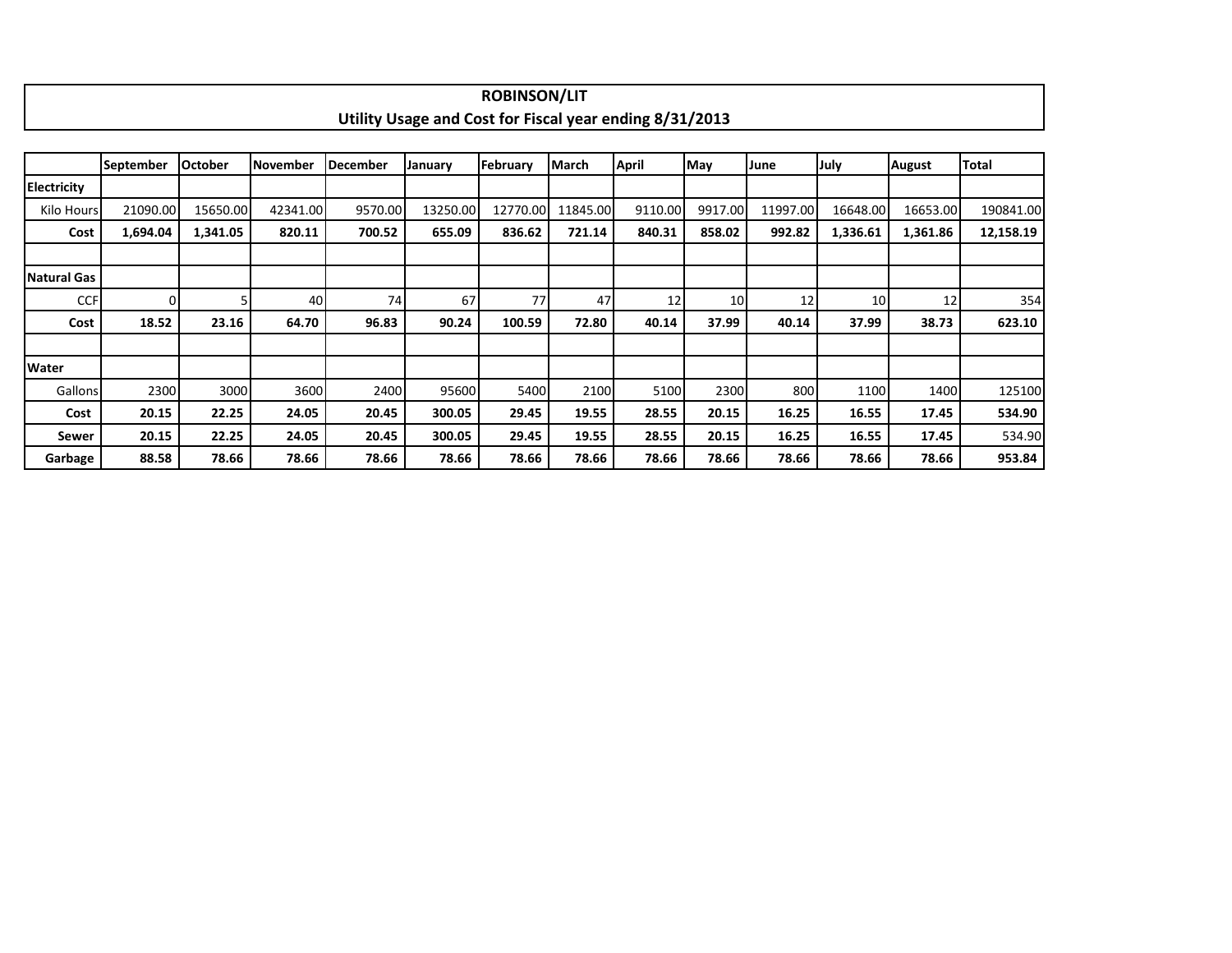# ROBINSON/LIT

## Utility Usage and Cost for Fiscal year ending 8/31/2013

| | September | October | November | December | January | February | March | April | May | June | July | August | Total |
|---|---|---|---|---|---|---|---|---|---|---|---|---|---|
| **Electricity** | | | | | | | | | | | | | |
| Kilo Hours | 21090.00 | 15650.00 | 42341.00 | 9570.00 | 13250.00 | 12770.00 | 11845.00 | 9110.00 | 9917.00 | 11997.00 | 16648.00 | 16653.00 | 190841.00 |
| **Cost** | **1,694.04** | **1,341.05** | **820.11** | **700.52** | **655.09** | **836.62** | **721.14** | **840.31** | **858.02** | **992.82** | **1,336.61** | **1,361.86** | **12,158.19** |
| | | | | | | | | | | | | | |
| **Natural Gas** | | | | | | | | | | | | | |
| CCF | 0 | 5 | 40 | 74 | 67 | 77 | 47 | 12 | 10 | 12 | 10 | 12 | 354 |
| **Cost** | **18.52** | **23.16** | **64.70** | **96.83** | **90.24** | **100.59** | **72.80** | **40.14** | **37.99** | **40.14** | **37.99** | **38.73** | **623.10** |
| | | | | | | | | | | | | | |
| **Water** | | | | | | | | | | | | | |
| Gallons | 2300 | 3000 | 3600 | 2400 | 95600 | 5400 | 2100 | 5100 | 2300 | 800 | 1100 | 1400 | 125100 |
| **Cost** | **20.15** | **22.25** | **24.05** | **20.45** | **300.05** | **29.45** | **19.55** | **28.55** | **20.15** | **16.25** | **16.55** | **17.45** | **534.90** |
| **Sewer** | **20.15** | **22.25** | **24.05** | **20.45** | **300.05** | **29.45** | **19.55** | **28.55** | **20.15** | **16.25** | **16.55** | **17.45** | 534.90 |
| **Garbage** | **88.58** | **78.66** | **78.66** | **78.66** | **78.66** | **78.66** | **78.66** | **78.66** | **78.66** | **78.66** | **78.66** | **78.66** | **953.84** |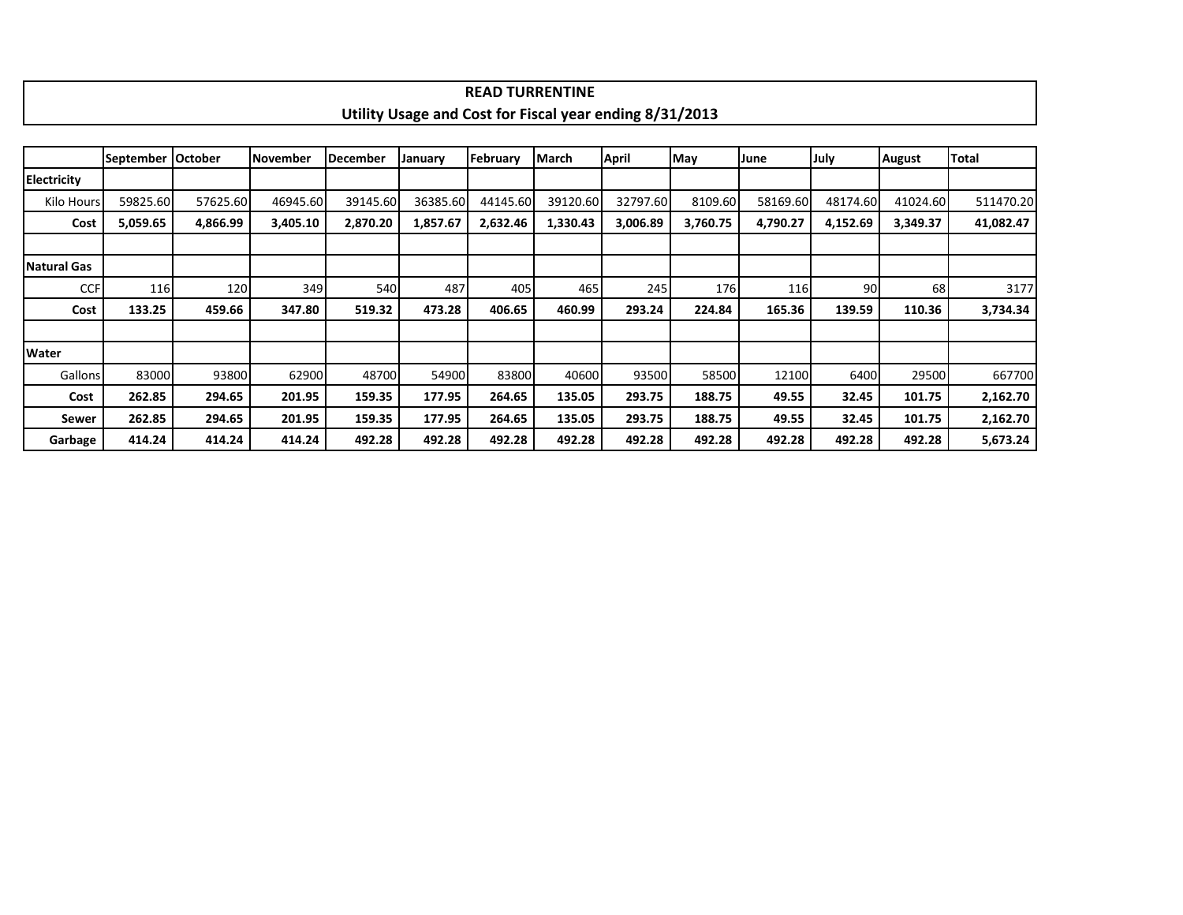# READ TURRENTINE

## Utility Usage and Cost for Fiscal year ending 8/31/2013

| | September | October | November | December | January | February | March | April | May | June | July | August | Total |
|---|---|---|---|---|---|---|---|---|---|---|---|---|---|
| **Electricity** | | | | | | | | | | | | | |
| Kilo Hours | 59825.60 | 57625.60 | 46945.60 | 39145.60 | 36385.60 | 44145.60 | 39120.60 | 32797.60 | 8109.60 | 58169.60 | 48174.60 | 41024.60 | 511470.20 |
| **Cost** | **5,059.65** | **4,866.99** | **3,405.10** | **2,870.20** | **1,857.67** | **2,632.46** | **1,330.43** | **3,006.89** | **3,760.75** | **4,790.27** | **4,152.69** | **3,349.37** | **41,082.47** |
| | | | | | | | | | | | | | |
| **Natural Gas** | | | | | | | | | | | | | |
| CCF | 116 | 120 | 349 | 540 | 487 | 405 | 465 | 245 | 176 | 116 | 90 | 68 | 3177 |
| **Cost** | **133.25** | **459.66** | **347.80** | **519.32** | **473.28** | **406.65** | **460.99** | **293.24** | **224.84** | **165.36** | **139.59** | **110.36** | **3,734.34** |
| | | | | | | | | | | | | | |
| **Water** | | | | | | | | | | | | | |
| Gallons | 83000 | 93800 | 62900 | 48700 | 54900 | 83800 | 40600 | 93500 | 58500 | 12100 | 6400 | 29500 | 667700 |
| **Cost** | **262.85** | **294.65** | **201.95** | **159.35** | **177.95** | **264.65** | **135.05** | **293.75** | **188.75** | **49.55** | **32.45** | **101.75** | **2,162.70** |
| **Sewer** | **262.85** | **294.65** | **201.95** | **159.35** | **177.95** | **264.65** | **135.05** | **293.75** | **188.75** | **49.55** | **32.45** | **101.75** | **2,162.70** |
| **Garbage** | **414.24** | **414.24** | **414.24** | **492.28** | **492.28** | **492.28** | **492.28** | **492.28** | **492.28** | **492.28** | **492.28** | **492.28** | **5,673.24** |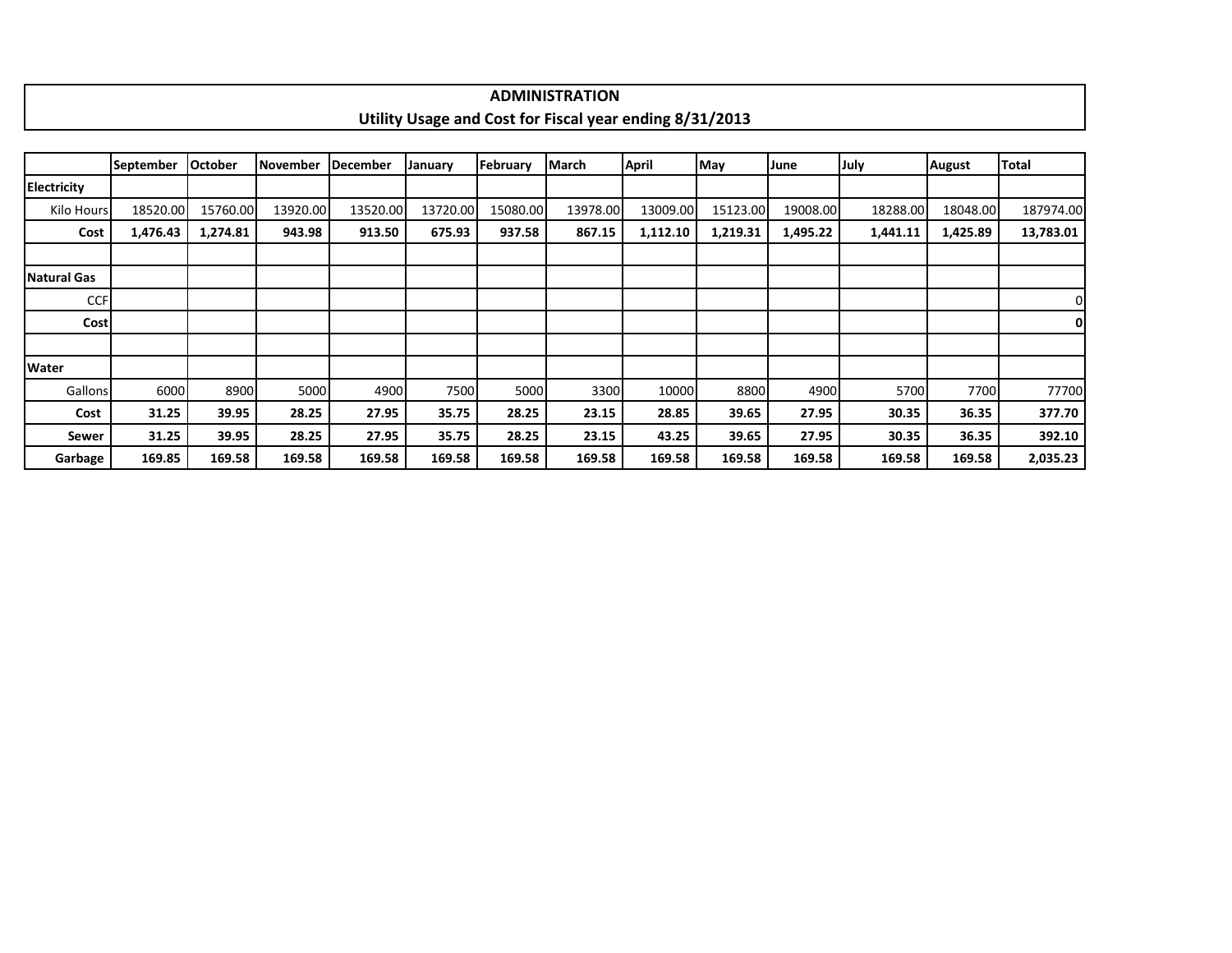# ADMINISTRATION

## Utility Usage and Cost for Fiscal year ending 8/31/2013

| | September | October | November | December | January | February | March | April | May | June | July | August | Total |
|---|---|---|---|---|---|---|---|---|---|---|---|---|---|
| **Electricity** | | | | | | | | | | | | | |
| Kilo Hours | 18520.00 | 15760.00 | 13920.00 | 13520.00 | 13720.00 | 15080.00 | 13978.00 | 13009.00 | 15123.00 | 19008.00 | 18288.00 | 18048.00 | 187974.00 |
| **Cost** | **1,476.43** | **1,274.81** | **943.98** | **913.50** | **675.93** | **937.58** | **867.15** | **1,112.10** | **1,219.31** | **1,495.22** | **1,441.11** | **1,425.89** | **13,783.01** |
| | | | | | | | | | | | | | |
| **Natural Gas** | | | | | | | | | | | | | |
| CCF | | | | | | | | | | | | | 0 |
| **Cost** | | | | | | | | | | | | | **0** |
| | | | | | | | | | | | | | |
| **Water** | | | | | | | | | | | | | |
| Gallons | 6000 | 8900 | 5000 | 4900 | 7500 | 5000 | 3300 | 10000 | 8800 | 4900 | 5700 | 7700 | 77700 |
| **Cost** | **31.25** | **39.95** | **28.25** | **27.95** | **35.75** | **28.25** | **23.15** | **28.85** | **39.65** | **27.95** | **30.35** | **36.35** | **377.70** |
| **Sewer** | **31.25** | **39.95** | **28.25** | **27.95** | **35.75** | **28.25** | **23.15** | **43.25** | **39.65** | **27.95** | **30.35** | **36.35** | **392.10** |
| **Garbage** | **169.85** | **169.58** | **169.58** | **169.58** | **169.58** | **169.58** | **169.58** | **169.58** | **169.58** | **169.58** | **169.58** | **169.58** | **2,035.23** |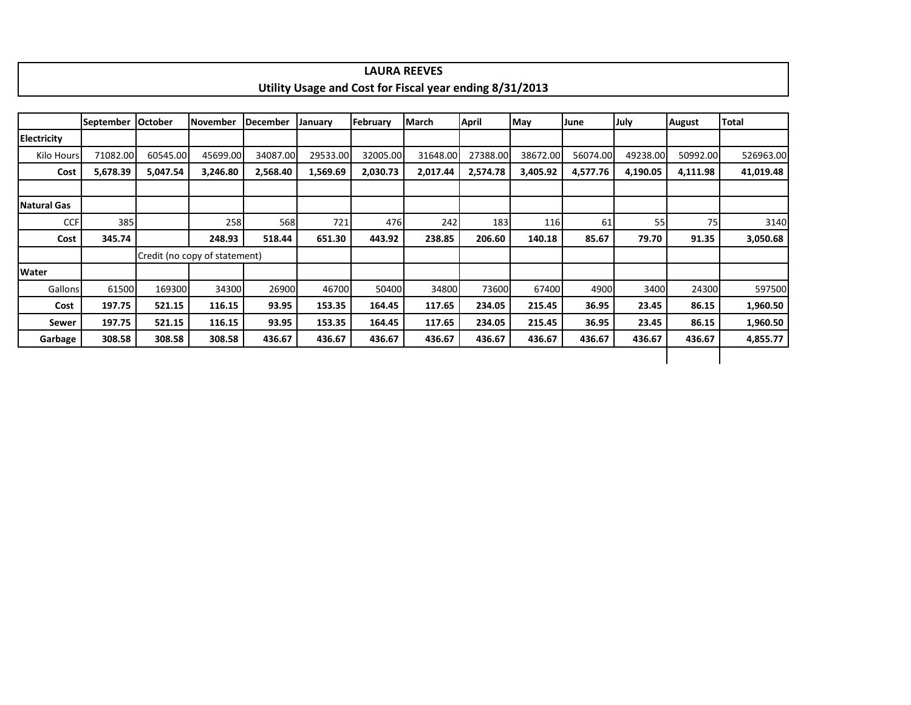**LAURA REEVES**
**Utility Usage and Cost for Fiscal year ending 8/31/2013**

| | September | October | November | December | January | February | March | April | May | June | July | August | Total |
|---|---|---|---|---|---|---|---|---|---|---|---|---|---|
| **Electricity** | | | | | | | | | | | | | |
| Kilo Hours | 71082.00 | 60545.00 | 45699.00 | 34087.00 | 29533.00 | 32005.00 | 31648.00 | 27388.00 | 38672.00 | 56074.00 | 49238.00 | 50992.00 | 526963.00 |
| **Cost** | **5,678.39** | **5,047.54** | **3,246.80** | **2,568.40** | **1,569.69** | **2,030.73** | **2,017.44** | **2,574.78** | **3,405.92** | **4,577.76** | **4,190.05** | **4,111.98** | **41,019.48** |
| | | | | | | | | | | | | | |
| **Natural Gas** | | | | | | | | | | | | | |
| CCF | 385 | | 258 | 568 | 721 | 476 | 242 | 183 | 116 | 61 | 55 | 75 | 3140 |
| **Cost** | **345.74** | | **248.93** | **518.44** | **651.30** | **443.92** | **238.85** | **206.60** | **140.18** | **85.67** | **79.70** | **91.35** | **3,050.68** |
| | | Credit (no copy of statement) | | | | | | | | | | | |
| **Water** | | | | | | | | | | | | | |
| Gallons | 61500 | 169300 | 34300 | 26900 | 46700 | 50400 | 34800 | 73600 | 67400 | 4900 | 3400 | 24300 | 597500 |
| **Cost** | **197.75** | **521.15** | **116.15** | **93.95** | **153.35** | **164.45** | **117.65** | **234.05** | **215.45** | **36.95** | **23.45** | **86.15** | **1,960.50** |
| **Sewer** | **197.75** | **521.15** | **116.15** | **93.95** | **153.35** | **164.45** | **117.65** | **234.05** | **215.45** | **36.95** | **23.45** | **86.15** | **1,960.50** |
| **Garbage** | **308.58** | **308.58** | **308.58** | **436.67** | **436.67** | **436.67** | **436.67** | **436.67** | **436.67** | **436.67** | **436.67** | **436.67** | **4,855.77** |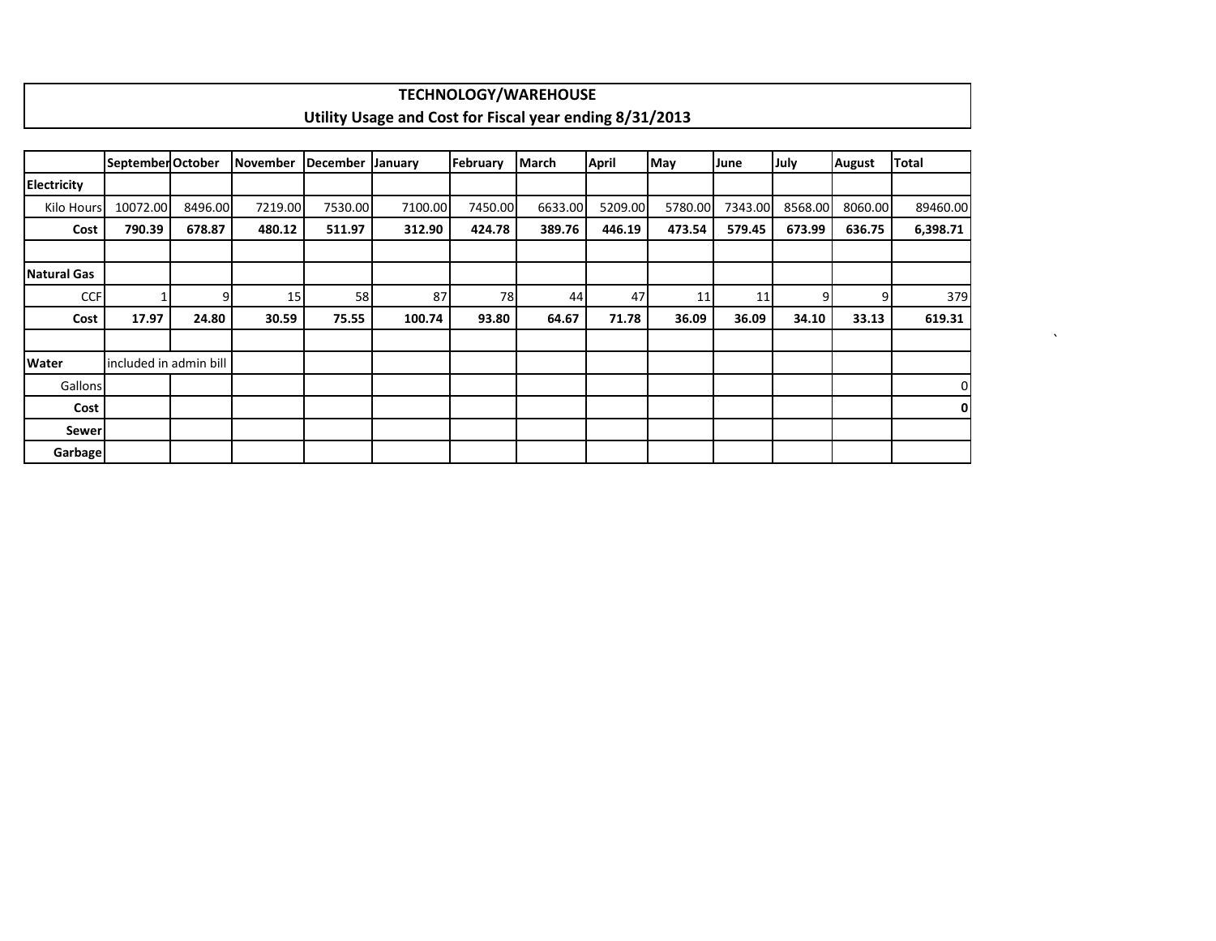# TECHNOLOGY/WAREHOUSE

## Utility Usage and Cost for Fiscal year ending 8/31/2013

| | September | October | November | December | January | February | March | April | May | June | July | August | Total |
|---|---|---|---|---|---|---|---|---|---|---|---|---|---|
| **Electricity** | | | | | | | | | | | | | |
| Kilo Hours | 10072.00 | 8496.00 | 7219.00 | 7530.00 | 7100.00 | 7450.00 | 6633.00 | 5209.00 | 5780.00 | 7343.00 | 8568.00 | 8060.00 | 89460.00 |
| **Cost** | **790.39** | **678.87** | **480.12** | **511.97** | **312.90** | **424.78** | **389.76** | **446.19** | **473.54** | **579.45** | **673.99** | **636.75** | **6,398.71** |
| | | | | | | | | | | | | | |
| **Natural Gas** | | | | | | | | | | | | | |
| CCF | 1 | 9 | 15 | 58 | 87 | 78 | 44 | 47 | 11 | 11 | 9 | 9 | 379 |
| **Cost** | **17.97** | **24.80** | **30.59** | **75.55** | **100.74** | **93.80** | **64.67** | **71.78** | **36.09** | **36.09** | **34.10** | **33.13** | **619.31** |
| | | | | | | | | | | | | | |
| **Water** | included in admin bill | | | | | | | | | | | | |
| Gallons | | | | | | | | | | | | | 0 |
| **Cost** | | | | | | | | | | | | | **0** |
| **Sewer** | | | | | | | | | | | | | |
| **Garbage** | | | | | | | | | | | | | |